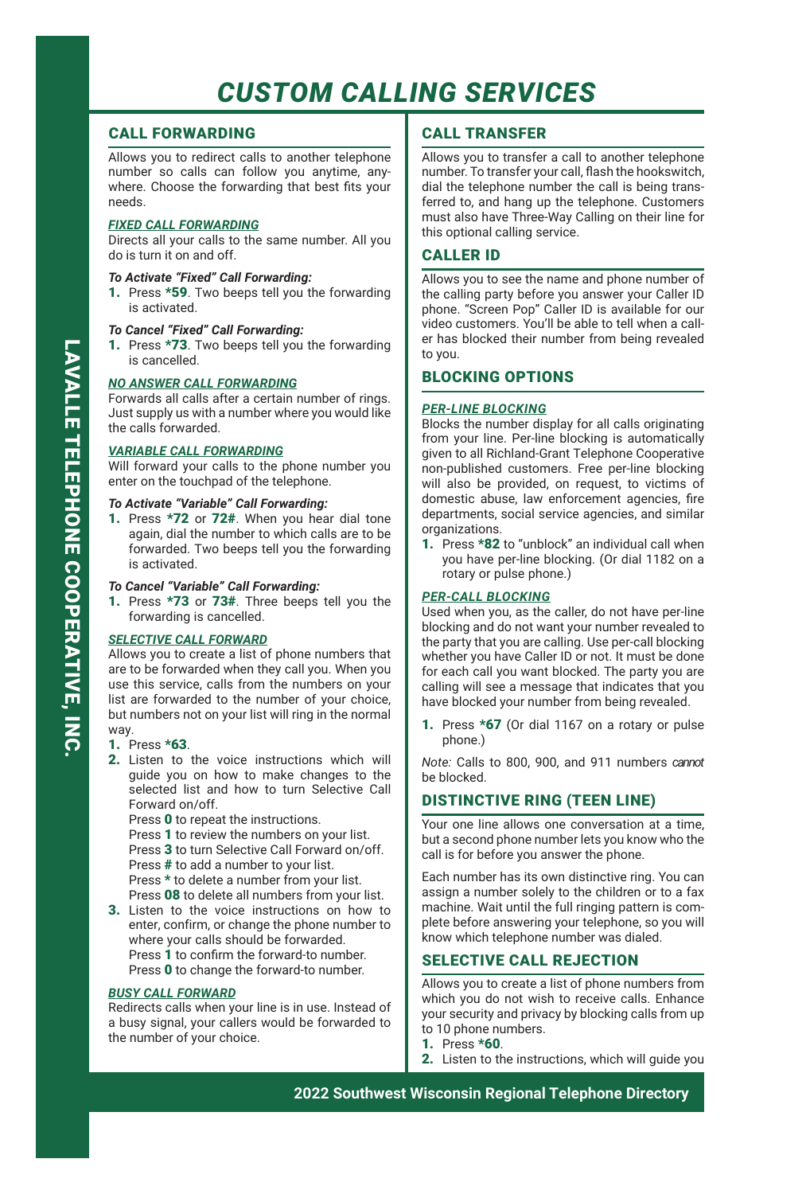# CUSTOM CALLING SERVICES

## CALL FORWARDING

Allows you to redirect calls to another telephone number so calls can follow you anytime, anywhere. Choose the forwarding that best fits your needs.

### *FIXED CALL FORWARDING*

Directs all your calls to the same number. All you do is turn it on and off.

***To Activate "Fixed" Call Forwarding:***

1. Press **\*59**. Two beeps tell you the forwarding is activated.

***To Cancel "Fixed" Call Forwarding:***

1. Press **\*73**. Two beeps tell you the forwarding is cancelled.

### *NO ANSWER CALL FORWARDING*

Forwards all calls after a certain number of rings. Just supply us with a number where you would like the calls forwarded.

### *VARIABLE CALL FORWARDING*

Will forward your calls to the phone number you enter on the touchpad of the telephone.

***To Activate "Variable" Call Forwarding:***

1. Press **\*72** or **72#**. When you hear dial tone again, dial the number to which calls are to be forwarded. Two beeps tell you the forwarding is activated.

***To Cancel "Variable" Call Forwarding:***

1. Press **\*73** or **73#**. Three beeps tell you the forwarding is cancelled.

### *SELECTIVE CALL FORWARD*

Allows you to create a list of phone numbers that are to be forwarded when they call you. When you use this service, calls from the numbers on your list are forwarded to the number of your choice, but numbers not on your list will ring in the normal way.

1. Press **\*63**.
2. Listen to the voice instructions which will guide you on how to make changes to the selected list and how to turn Selective Call Forward on/off.
   Press **0** to repeat the instructions.
   Press **1** to review the numbers on your list.
   Press **3** to turn Selective Call Forward on/off.
   Press **#** to add a number to your list.
   Press **\*** to delete a number from your list.
   Press **08** to delete all numbers from your list.
3. Listen to the voice instructions on how to enter, confirm, or change the phone number to where your calls should be forwarded.
   Press **1** to confirm the forward-to number.
   Press **0** to change the forward-to number.

### *BUSY CALL FORWARD*

Redirects calls when your line is in use. Instead of a busy signal, your callers would be forwarded to the number of your choice.

## CALL TRANSFER

Allows you to transfer a call to another telephone number. To transfer your call, flash the hookswitch, dial the telephone number the call is being transferred to, and hang up the telephone. Customers must also have Three-Way Calling on their line for this optional calling service.

## CALLER ID

Allows you to see the name and phone number of the calling party before you answer your Caller ID phone. "Screen Pop" Caller ID is available for our video customers. You'll be able to tell when a caller has blocked their number from being revealed to you.

## BLOCKING OPTIONS

### *PER-LINE BLOCKING*

Blocks the number display for all calls originating from your line. Per-line blocking is automatically given to all Richland-Grant Telephone Cooperative non-published customers. Free per-line blocking will also be provided, on request, to victims of domestic abuse, law enforcement agencies, fire departments, social service agencies, and similar organizations.

1. Press **\*82** to "unblock" an individual call when you have per-line blocking. (Or dial 1182 on a rotary or pulse phone.)

### *PER-CALL BLOCKING*

Used when you, as the caller, do not have per-line blocking and do not want your number revealed to the party that you are calling. Use per-call blocking whether you have Caller ID or not. It must be done for each call you want blocked. The party you are calling will see a message that indicates that you have blocked your number from being revealed.

1. Press **\*67** (Or dial 1167 on a rotary or pulse phone.)

*Note:* Calls to 800, 900, and 911 numbers *cannot* be blocked.

## DISTINCTIVE RING (TEEN LINE)

Your one line allows one conversation at a time, but a second phone number lets you know who the call is for before you answer the phone.

Each number has its own distinctive ring. You can assign a number solely to the children or to a fax machine. Wait until the full ringing pattern is complete before answering your telephone, so you will know which telephone number was dialed.

## SELECTIVE CALL REJECTION

Allows you to create a list of phone numbers from which you do not wish to receive calls. Enhance your security and privacy by blocking calls from up to 10 phone numbers.

1. Press **\*60**.
2. Listen to the instructions, which will guide you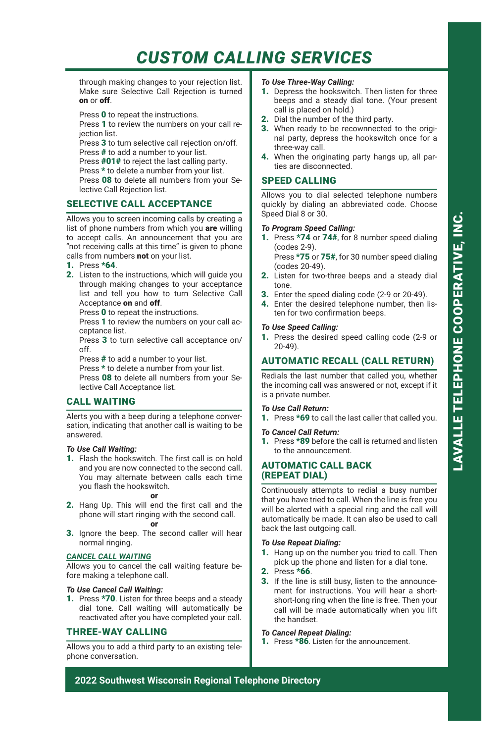# CUSTOM CALLING SERVICES

through making changes to your rejection list. Make sure Selective Call Rejection is turned **on** or **off**.

Press **0** to repeat the instructions.
Press **1** to review the numbers on your call rejection list.
Press **3** to turn selective call rejection on/off.
Press **#** to add a number to your list.
Press **#01#** to reject the last calling party.
Press **\*** to delete a number from your list.
Press **08** to delete all numbers from your Selective Call Rejection list.

## SELECTIVE CALL ACCEPTANCE

Allows you to screen incoming calls by creating a list of phone numbers from which you **are** willing to accept calls. An announcement that you are "not receiving calls at this time" is given to phone calls from numbers **not** on your list.

1. Press ***64**.
2. Listen to the instructions, which will guide you through making changes to your acceptance list and tell you how to turn Selective Call Acceptance **on** and **off**.
   Press **0** to repeat the instructions.
   Press **1** to review the numbers on your call acceptance list.
   Press **3** to turn selective call acceptance on/off.
   Press **#** to add a number to your list.
   Press **\*** to delete a number from your list.
   Press **08** to delete all numbers from your Selective Call Acceptance list.

## CALL WAITING

Alerts you with a beep during a telephone conversation, indicating that another call is waiting to be answered.

***To Use Call Waiting:***

1. Flash the hookswitch. The first call is on hold and you are now connected to the second call. You may alternate between calls each time you flash the hookswitch.

   **or**
2. Hang Up. This will end the first call and the phone will start ringing with the second call.

   **or**
3. Ignore the beep. The second caller will hear normal ringing.

***CANCEL CALL WAITING***

Allows you to cancel the call waiting feature before making a telephone call.

***To Use Cancel Call Waiting:***

1. Press ***70**. Listen for three beeps and a steady dial tone. Call waiting will automatically be reactivated after you have completed your call.

## THREE-WAY CALLING

Allows you to add a third party to an existing telephone conversation.

***To Use Three-Way Calling:***

1. Depress the hookswitch. Then listen for three beeps and a steady dial tone. (Your present call is placed on hold.)
2. Dial the number of the third party.
3. When ready to be recownnected to the original party, depress the hookswitch once for a three-way call.
4. When the originating party hangs up, all parties are disconnected.

## SPEED CALLING

Allows you to dial selected telephone numbers quickly by dialing an abbreviated code. Choose Speed Dial 8 or 30.

***To Program Speed Calling:***

1. Press ***74** or **74#**, for 8 number speed dialing (codes 2-9).
   Press ***75** or **75#**, for 30 number speed dialing (codes 20-49).
2. Listen for two-three beeps and a steady dial tone.
3. Enter the speed dialing code (2-9 or 20-49).
4. Enter the desired telephone number, then listen for two confirmation beeps.

***To Use Speed Calling:***

1. Press the desired speed calling code (2-9 or 20-49).

## AUTOMATIC RECALL (CALL RETURN)

Redials the last number that called you, whether the incoming call was answered or not, except if it is a private number.

***To Use Call Return:***

1. Press ***69** to call the last caller that called you.

***To Cancel Call Return:***

1. Press ***89** before the call is returned and listen to the announcement.

## AUTOMATIC CALL BACK (REPEAT DIAL)

Continuously attempts to redial a busy number that you have tried to call. When the line is free you will be alerted with a special ring and the call will automatically be made. It can also be used to call back the last outgoing call.

***To Use Repeat Dialing:***

1. Hang up on the number you tried to call. Then pick up the phone and listen for a dial tone.
2. Press ***66**.
3. If the line is still busy, listen to the announcement for instructions. You will hear a short-short-long ring when the line is free. Then your call will be made automatically when you lift the handset.

***To Cancel Repeat Dialing:***

1. Press ***86**. Listen for the announcement.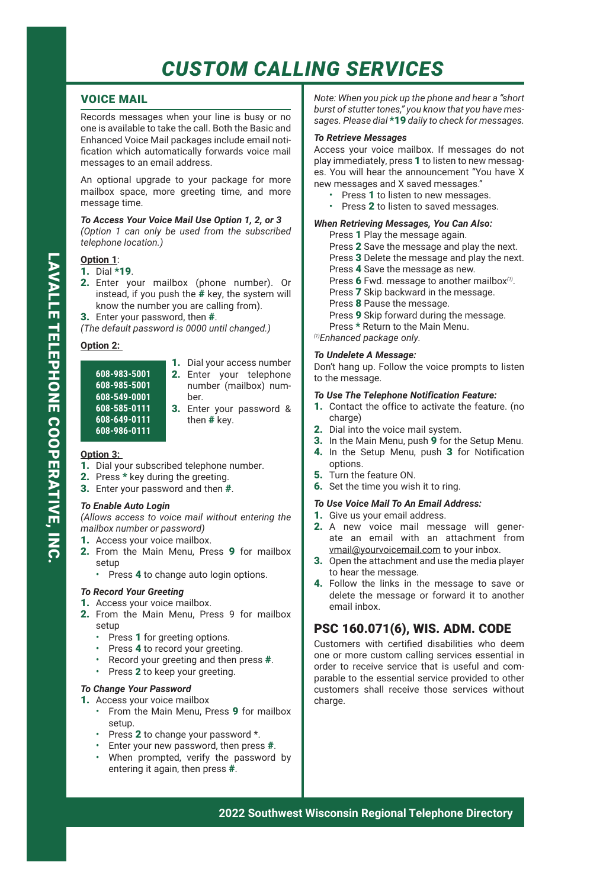# CUSTOM CALLING SERVICES

## VOICE MAIL

Records messages when your line is busy or no one is available to take the call. Both the Basic and Enhanced Voice Mail packages include email notification which automatically forwards voice mail messages to an email address.

An optional upgrade to your package for more mailbox space, more greeting time, and more message time.

***To Access Your Voice Mail Use Option 1, 2, or 3***
*(Option 1 can only be used from the subscribed telephone location.)*

**Option 1**:
1. Dial ***19**.
2. Enter your mailbox (phone number). Or instead, if you push the **#** key, the system will know the number you are calling from).
3. Enter your password, then **#**.

*(The default password is 0000 until changed.)*

**Option 2:**

**608-983-5001**
**608-985-5001**
**608-549-0001**
**608-585-0111**
**608-649-0111**
**608-986-0111**

1. Dial your access number
2. Enter your telephone number (mailbox) number.
3. Enter your password & then **#** key.

**Option 3:**
1. Dial your subscribed telephone number.
2. Press * key during the greeting.
3. Enter your password and then **#**.

***To Enable Auto Login***
*(Allows access to voice mail without entering the mailbox number or password)*
1. Access your voice mailbox.
2. From the Main Menu, Press **9** for mailbox setup
   - Press **4** to change auto login options.

***To Record Your Greeting***
1. Access your voice mailbox.
2. From the Main Menu, Press 9 for mailbox setup
   - Press **1** for greeting options.
   - Press **4** to record your greeting.
   - Record your greeting and then press **#**.
   - Press **2** to keep your greeting.

***To Change Your Password***
1. Access your voice mailbox
   - From the Main Menu, Press **9** for mailbox setup.
   - Press **2** to change your password *.
   - Enter your new password, then press **#**.
   - When prompted, verify the password by entering it again, then press **#**.

*Note: When you pick up the phone and hear a "short burst of stutter tones," you know that you have messages. Please dial* ***\*19*** *daily to check for messages.*

***To Retrieve Messages***
Access your voice mailbox. If messages do not play immediately, press **1** to listen to new messages. You will hear the announcement "You have X new messages and X saved messages."
- Press **1** to listen to new messages.
- Press **2** to listen to saved messages.

***When Retrieving Messages, You Can Also:***

Press **1** Play the message again.
Press **2** Save the message and play the next.
Press **3** Delete the message and play the next.
Press **4** Save the message as new.
Press **6** Fwd. message to another mailbox[1].
Press **7** Skip backward in the message.
Press **8** Pause the message.
Press **9** Skip forward during the message.
Press * Return to the Main Menu.

*[1]Enhanced package only.*

***To Undelete A Message:***
Don't hang up. Follow the voice prompts to listen to the message.

***To Use The Telephone Notification Feature:***
1. Contact the office to activate the feature. (no charge)
2. Dial into the voice mail system.
3. In the Main Menu, push **9** for the Setup Menu.
4. In the Setup Menu, push **3** for Notification options.
5. Turn the feature ON.
6. Set the time you wish it to ring.

***To Use Voice Mail To An Email Address:***
1. Give us your email address.
2. A new voice mail message will generate an email with an attachment from vmail@yourvoicemail.com to your inbox.
3. Open the attachment and use the media player to hear the message.
4. Follow the links in the message to save or delete the message or forward it to another email inbox.

## PSC 160.071(6), WIS. ADM. CODE

Customers with certified disabilities who deem one or more custom calling services essential in order to receive service that is useful and comparable to the essential service provided to other customers shall receive those services without charge.